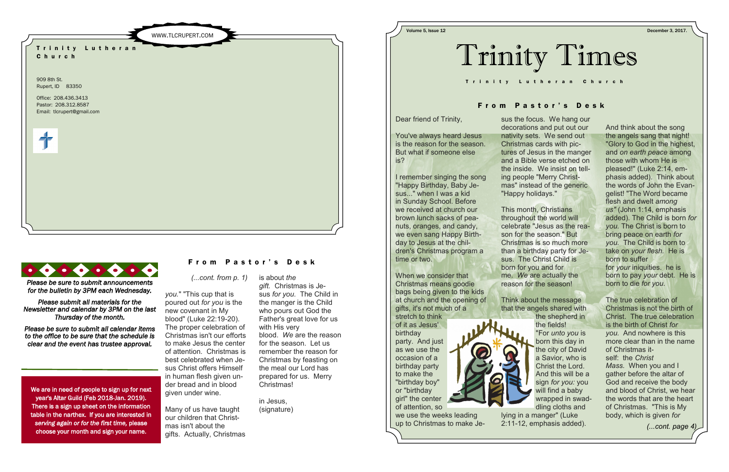# Trinity Times

Trinity Lutheran Church

## From Pastor's Desk

Dear friend of Trinity,

You've always heard Jesus is the reason for the season. But what if someone else is?

I remember singing the song "Happy Birthday, Baby Jesus..." when I was a kid in Sunday School. Before we received at church our brown lunch sacks of peanuts, oranges, and candy, we even sang Happy Birthday to Jesus at the children's Christmas program a time or two.

When we consider that Christmas means goodie bags being given to the kids at church and the opening of gifts, it's not much of a stretch to think of it as Jesus' birthday party. And just as we use the occasion of a birthday party to make the "birthday boy" or "birthday girl" the center of attention, so we use the weeks leading up to Christmas to make Jesus the focus. We hang our decorations and put out our nativity sets. We send out Christmas cards with pictures of Jesus in the manger and a Bible verse etched on the inside. We insist on telling people "Merry Christmas" instead of the generic "Happy holidays."

This month, Christians throughout the world will celebrate "Jesus as the reason for the season." But Christmas is so much more than a birthday party for Jesus. The Christ Child is born for you and for me. *We* are actually the reason for the season!

Think about the message that the angels shared with the shepherd in the fields! "For *unto you* is born this day in the city of David a Savior, who is Christ the Lord. And this will be a sign *for you:* you will find a baby wrapped in swaddling cloths and lying in a manger" (Luke 2:11-12, emphasis added).

And think about the song the angels sang that night! "Glory to God in the highest, and *on earth peace* among those with whom He is pleased!" (Luke 2:14, emphasis added). Think about the words of John the Evangelist! "The Word became flesh and dwelt *among us"* (John 1:14, emphasis added). The Child is born *for you.* The Christ is born to bring peace on earth *for you.* The Child is born to take on *your flesh.* He is born to suffer for *your* iniquities. he is born to pay *your* debt. He is born to die *for you.*

The true celebration of Christmas is not the birth of Christ. The true celebration is the birth of Christ *for you.* And nowhere is this more clear than in the name of Christmas itself: the *Christ Mass.* When you and I gather before the altar of God and receive the body and blood of Christ, we hear the words that are the heart of Christmas. "This is My body, which is given *for*

*(...cont. page 4)*

---

**Trinity Lutheran Church**

WWW.TLCRUPERT.COM

909 8th St.
Rupert, ID 83350

Office: 208.436.3413
Pastor: 208.312.8587
Email: tlcrupert@gmail.com

---

*Please be sure to submit announcements for the bulletin by 3PM each Wednesday.*

*Please submit all materials for the Newsletter and calendar by 3PM on the last Thursday of the month.*

*Please be sure to submit all calendar items to the office to be sure that the schedule is clear and the event has trustee approval.*

We are in need of people to sign up for next year's Altar Guild (Feb 2018-Jan. 2019). There is a sign up sheet on the information table in the narthex. If you are interested in *serving again or for the first time,* please choose your month and sign your name.

## From Pastor's Desk

*(...cont. from p. 1)*

*you.*" "This cup that is poured out *for you* is the new covenant in My blood" (Luke 22:19-20). The proper celebration of Christmas isn't our efforts to make Jesus the center of attention. Christmas is best celebrated when Jesus Christ offers Himself in human flesh given under bread and in blood given under wine.

Many of us have taught our children that Christmas isn't about the gifts. Actually, Christmas is about *the gift.* Christmas is Jesus *for you.* The Child in the manger is the Child who pours out God the Father's great love for us with His very blood. *We* are the reason for the season. Let us remember the reason for Christmas by feasting on the meal our Lord has prepared for us. Merry Christmas!

in Jesus,
(signature)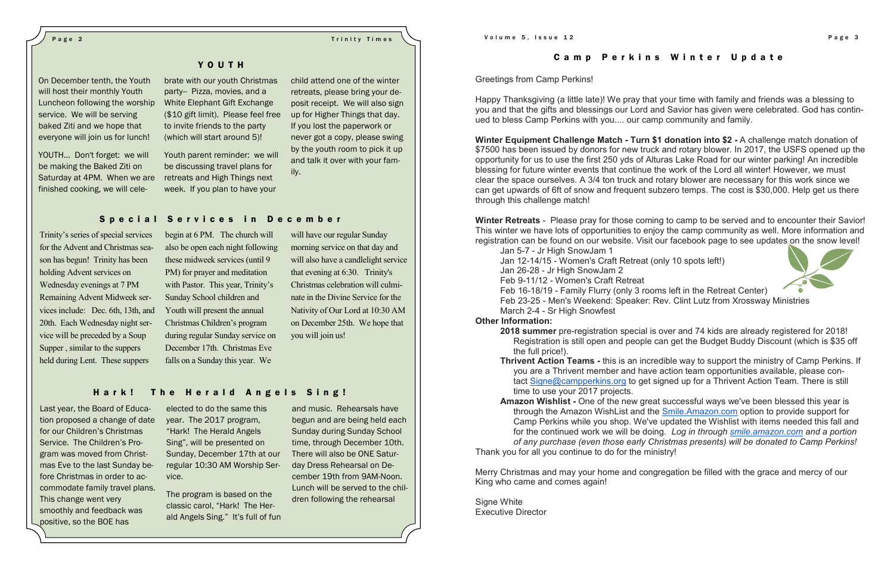## YOUTH

On December tenth, the Youth will host their monthly Youth Luncheon following the worship service. We will be serving baked Ziti and we hope that everyone will join us for lunch!

YOUTH… Don't forget: we will be making the Baked Ziti on Saturday at 4PM. When we are finished cooking, we will celebrate with our youth Christmas party– Pizza, movies, and a White Elephant Gift Exchange ($10 gift limit). Please feel free to invite friends to the party (which will start around 5)!

Youth parent reminder: we will be discussing travel plans for retreats and High Things next week. If you plan to have your child attend one of the winter retreats, please bring your deposit receipt. We will also sign up for Higher Things that day. If you lost the paperwork or never got a copy, please swing by the youth room to pick it up and talk it over with your family.

## Special Services in December

Trinity's series of special services for the Advent and Christmas season has begun! Trinity has been holding Advent services on Wednesday evenings at 7 PM Remaining Advent Midweek services include: Dec. 6th, 13th, and 20th. Each Wednesday night service will be preceded by a Soup Supper , similar to the suppers held during Lent. These suppers begin at 6 PM. The church will also be open each night following these midweek services (until 9 PM) for prayer and meditation with Pastor. This year, Trinity's Sunday School children and Youth will present the annual Christmas Children's program during regular Sunday service on December 17th. Christmas Eve falls on a Sunday this year. We will have our regular Sunday morning service on that day and will also have a candlelight service that evening at 6:30. Trinity's Christmas celebration will culminate in the Divine Service for the Nativity of Our Lord at 10:30 AM on December 25th. We hope that you will join us!

## Hark! The Herald Angels Sing!

Last year, the Board of Education proposed a change of date for our Children's Christmas Service. The Children's Program was moved from Christmas Eve to the last Sunday before Christmas in order to accommodate family travel plans. This change went very smoothly and feedback was positive, so the BOE has elected to do the same this year. The 2017 program, "Hark! The Herald Angels Sing", will be presented on Sunday, December 17th at our regular 10:30 AM Worship Service.

The program is based on the classic carol, "Hark! The Herald Angels Sing." It's full of fun and music. Rehearsals have begun and are being held each Sunday during Sunday School time, through December 10th. There will also be ONE Saturday Dress Rehearsal on December 19th from 9AM-Noon. Lunch will be served to the children following the rehearsal

## Camp Perkins Winter Update

Greetings from Camp Perkins!

Happy Thanksgiving (a little late)! We pray that your time with family and friends was a blessing to you and that the gifts and blessings our Lord and Savior has given were celebrated. God has continued to bless Camp Perkins with you.... our camp community and family.

**Winter Equipment Challenge Match - Turn $1 donation into $2 -** A challenge match donation of $7500 has been issued by donors for new truck and rotary blower. In 2017, the USFS opened up the opportunity for us to use the first 250 yds of Alturas Lake Road for our winter parking! An incredible blessing for future winter events that continue the work of the Lord all winter! However, we must clear the space ourselves. A 3/4 ton truck and rotary blower are necessary for this work since we can get upwards of 6ft of snow and frequent subzero temps. The cost is $30,000. Help get us there through this challenge match!

**Winter Retreats** - Please pray for those coming to camp to be served and to encounter their Savior! This winter we have lots of opportunities to enjoy the camp community as well. More information and registration can be found on our website. Visit our facebook page to see updates on the snow level!

- Jan 5-7 - Jr High SnowJam 1
- Jan 12-14/15 - Women's Craft Retreat (only 10 spots left!)
- Jan 26-28 - Jr High SnowJam 2
- Feb 9-11/12 - Women's Craft Retreat
- Feb 16-18/19 - Family Flurry (only 3 rooms left in the Retreat Center)
- Feb 23-25 - Men's Weekend: Speaker: Rev. Clint Lutz from Xrossway Ministries
- March 2-4 - Sr High Snowfest

**Other Information:**

- **2018 summer** pre-registration special is over and 74 kids are already registered for 2018! Registration is still open and people can get the Budget Buddy Discount (which is $35 off the full price!).
- **Thrivent Action Teams -** this is an incredible way to support the ministry of Camp Perkins. If you are a Thrivent member and have action team opportunities available, please contact Signe@campperkins.org to get signed up for a Thrivent Action Team. There is still time to use your 2017 projects.
- **Amazon Wishlist -** One of the new great successful ways we've been blessed this year is through the Amazon WishList and the Smile.Amazon.com option to provide support for Camp Perkins while you shop. We've updated the Wishlist with items needed this fall and for the continued work we will be doing. *Log in through smile.amazon.com and a portion of any purchase (even those early Christmas presents) will be donated to Camp Perkins!*

Thank you for all you continue to do for the ministry!

Merry Christmas and may your home and congregation be filled with the grace and mercy of our King who came and comes again!

Signe White
Executive Director